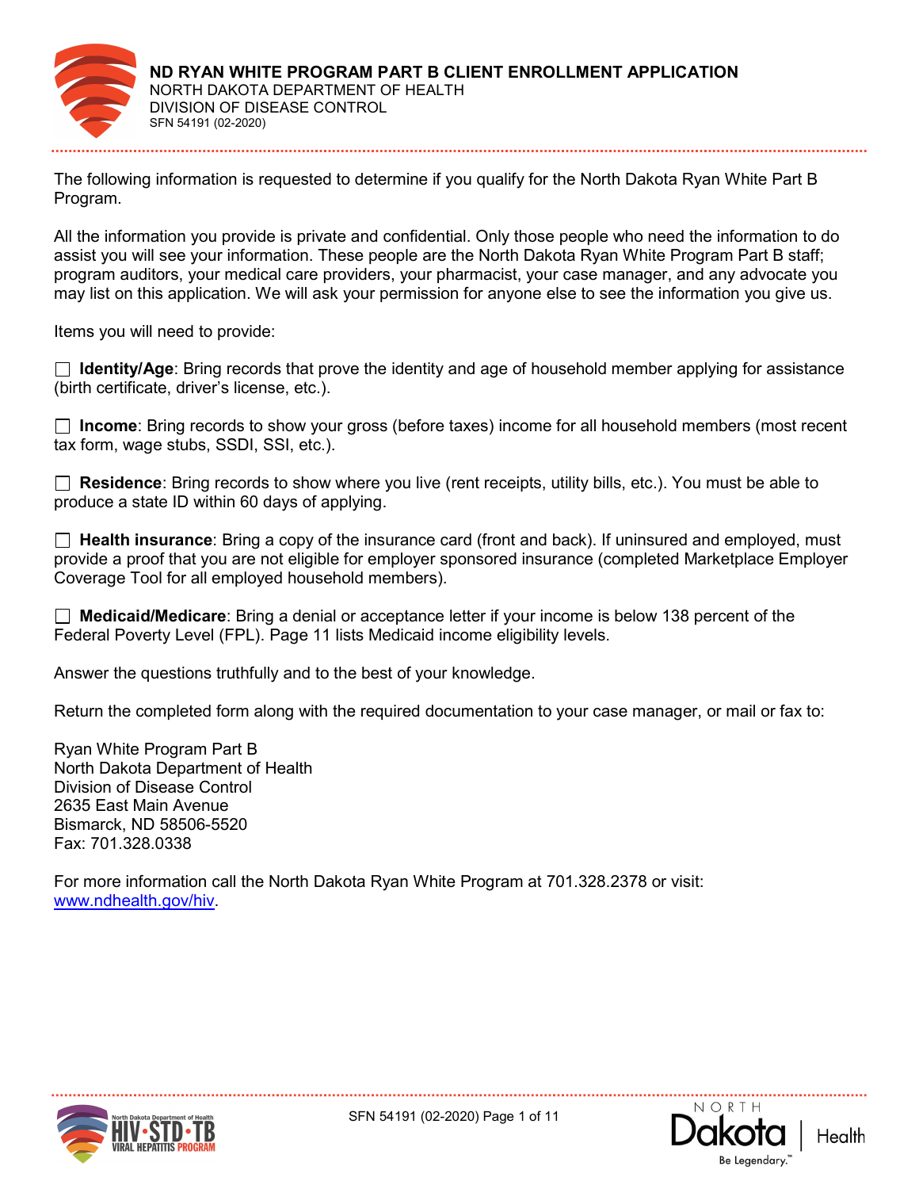# ND RYAN WHITE PROGRAM PART B CLIENT ENROLLMENT APPLICATION

NORTH DAKOTA DEPARTMENT OF HEALTH
DIVISION OF DISEASE CONTROL
SFN 54191 (02-2020)

The following information is requested to determine if you qualify for the North Dakota Ryan White Part B Program.

All the information you provide is private and confidential. Only those people who need the information to do assist you will see your information. These people are the North Dakota Ryan White Program Part B staff; program auditors, your medical care providers, your pharmacist, your case manager, and any advocate you may list on this application. We will ask your permission for anyone else to see the information you give us.

Items you will need to provide:

☐ **Identity/Age**: Bring records that prove the identity and age of household member applying for assistance (birth certificate, driver's license, etc.).

☐ **Income**: Bring records to show your gross (before taxes) income for all household members (most recent tax form, wage stubs, SSDI, SSI, etc.).

☐ **Residence**: Bring records to show where you live (rent receipts, utility bills, etc.). You must be able to produce a state ID within 60 days of applying.

☐ **Health insurance**: Bring a copy of the insurance card (front and back). If uninsured and employed, must provide a proof that you are not eligible for employer sponsored insurance (completed Marketplace Employer Coverage Tool for all employed household members).

☐ **Medicaid/Medicare**: Bring a denial or acceptance letter if your income is below 138 percent of the Federal Poverty Level (FPL). Page 11 lists Medicaid income eligibility levels.

Answer the questions truthfully and to the best of your knowledge.

Return the completed form along with the required documentation to your case manager, or mail or fax to:

Ryan White Program Part B
North Dakota Department of Health
Division of Disease Control
2635 East Main Avenue
Bismarck, ND 58506-5520
Fax: 701.328.0338

For more information call the North Dakota Ryan White Program at 701.328.2378 or visit: www.ndhealth.gov/hiv.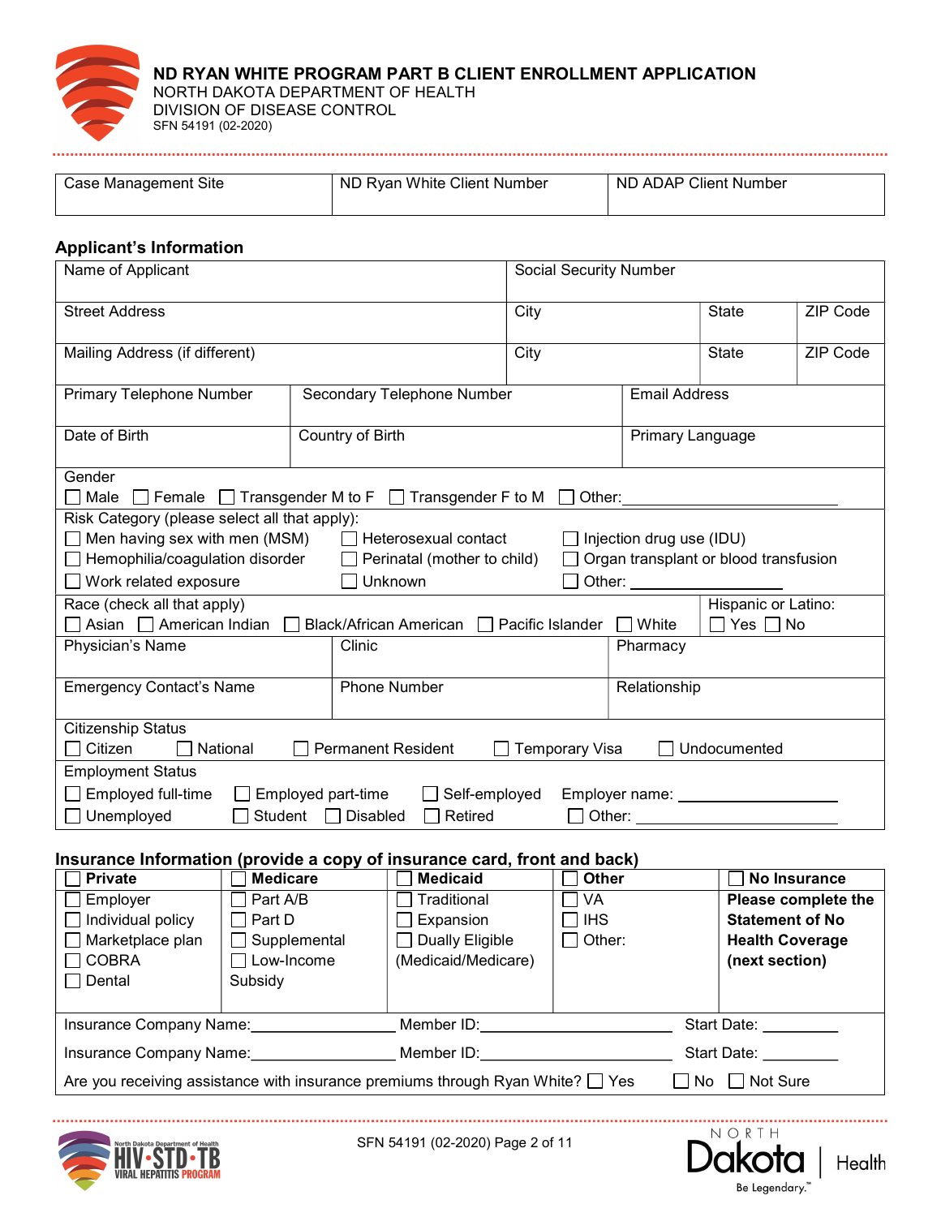# ND RYAN WHITE PROGRAM PART B CLIENT ENROLLMENT APPLICATION

NORTH DAKOTA DEPARTMENT OF HEALTH
DIVISION OF DISEASE CONTROL
SFN 54191 (02-2020)

| Case Management Site | ND Ryan White Client Number | ND ADAP Client Number |
|---|---|---|
| | | |

## Applicant's Information

| Name of Applicant | | Social Security Number | | |
|---|---|---|---|---|
| Street Address | | City | State | ZIP Code |
| Mailing Address (if different) | | City | State | ZIP Code |
| Primary Telephone Number | Secondary Telephone Number | Email Address | | |
| Date of Birth | Country of Birth | Primary Language | | |

Gender
☐ Male ☐ Female ☐ Transgender M to F ☐ Transgender F to M ☐ Other:______________

Risk Category (please select all that apply):
☐ Men having sex with men (MSM) ☐ Heterosexual contact ☐ Injection drug use (IDU)
☐ Hemophilia/coagulation disorder ☐ Perinatal (mother to child) ☐ Organ transplant or blood transfusion
☐ Work related exposure ☐ Unknown ☐ Other: ______________

Race (check all that apply)
☐ Asian ☐ American Indian ☐ Black/African American ☐ Pacific Islander ☐ White

Hispanic or Latino:
☐ Yes ☐ No

| Physician's Name | Clinic | Pharmacy |
|---|---|---|
| Emergency Contact's Name | Phone Number | Relationship |

Citizenship Status
☐ Citizen ☐ National ☐ Permanent Resident ☐ Temporary Visa ☐ Undocumented

Employment Status
☐ Employed full-time ☐ Employed part-time ☐ Self-employed Employer name: ______________
☐ Unemployed ☐ Student ☐ Disabled ☐ Retired ☐ Other: ______________

## Insurance Information (provide a copy of insurance card, front and back)

| ☐ **Private** | ☐ **Medicare** | ☐ **Medicaid** | ☐ **Other** | ☐ **No Insurance** |
|---|---|---|---|---|
| ☐ Employer<br>☐ Individual policy<br>☐ Marketplace plan<br>☐ COBRA<br>☐ Dental | ☐ Part A/B<br>☐ Part D<br>☐ Supplemental<br>☐ Low-Income Subsidy | ☐ Traditional<br>☐ Expansion<br>☐ Dually Eligible (Medicaid/Medicare) | ☐ VA<br>☐ IHS<br>☐ Other: | **Please complete the Statement of No Health Coverage (next section)** |

Insurance Company Name:______________ Member ID:______________ Start Date: __________

Insurance Company Name:______________ Member ID:______________ Start Date: __________

Are you receiving assistance with insurance premiums through Ryan White? ☐ Yes ☐ No ☐ Not Sure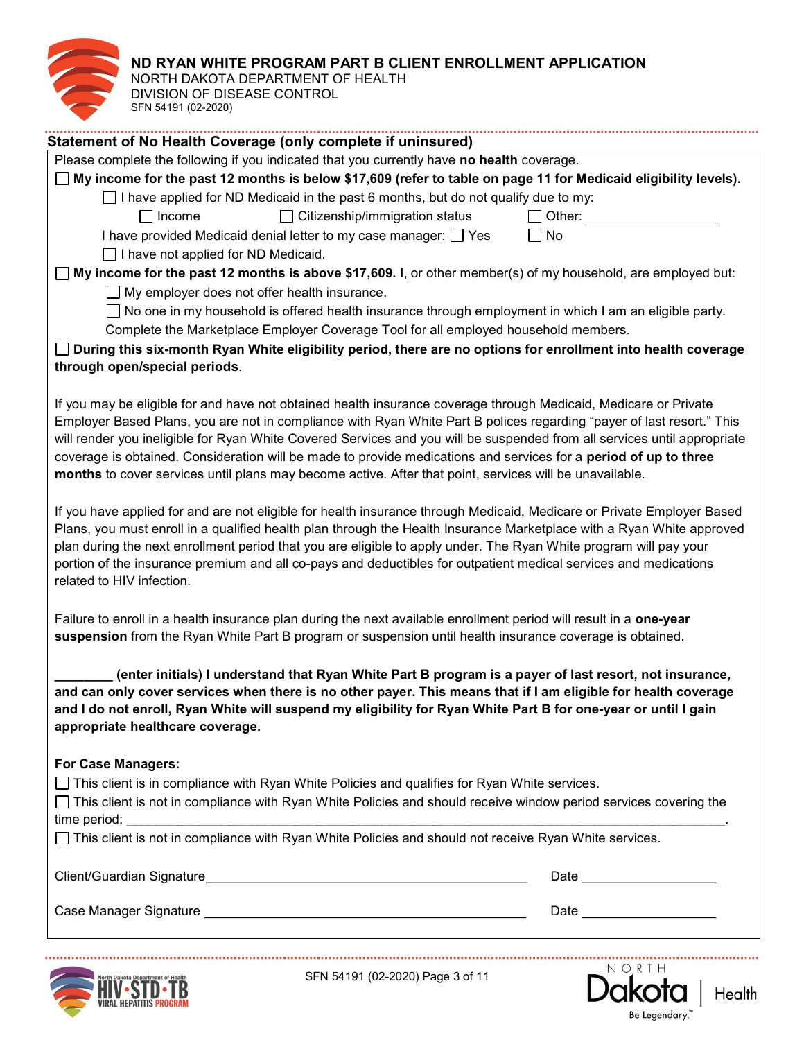**ND RYAN WHITE PROGRAM PART B CLIENT ENROLLMENT APPLICATION**
NORTH DAKOTA DEPARTMENT OF HEALTH
DIVISION OF DISEASE CONTROL
SFN 54191 (02-2020)

## Statement of No Health Coverage (only complete if uninsured)

Please complete the following if you indicated that you currently have **no health** coverage.

☐ **My income for the past 12 months is below $17,609 (refer to table on page 11 for Medicaid eligibility levels).**

☐ I have applied for ND Medicaid in the past 6 months, but do not qualify due to my:

☐ Income ☐ Citizenship/immigration status ☐ Other: ________________

I have provided Medicaid denial letter to my case manager: ☐ Yes ☐ No

☐ I have not applied for ND Medicaid.

☐ **My income for the past 12 months is above $17,609.** I, or other member(s) of my household, are employed but:

☐ My employer does not offer health insurance.

☐ No one in my household is offered health insurance through employment in which I am an eligible party.

Complete the Marketplace Employer Coverage Tool for all employed household members.

☐ **During this six-month Ryan White eligibility period, there are no options for enrollment into health coverage through open/special periods**.

If you may be eligible for and have not obtained health insurance coverage through Medicaid, Medicare or Private Employer Based Plans, you are not in compliance with Ryan White Part B polices regarding "payer of last resort." This will render you ineligible for Ryan White Covered Services and you will be suspended from all services until appropriate coverage is obtained. Consideration will be made to provide medications and services for a **period of up to three months** to cover services until plans may become active. After that point, services will be unavailable.

If you have applied for and are not eligible for health insurance through Medicaid, Medicare or Private Employer Based Plans, you must enroll in a qualified health plan through the Health Insurance Marketplace with a Ryan White approved plan during the next enrollment period that you are eligible to apply under. The Ryan White program will pay your portion of the insurance premium and all co-pays and deductibles for outpatient medical services and medications related to HIV infection.

Failure to enroll in a health insurance plan during the next available enrollment period will result in a **one-year suspension** from the Ryan White Part B program or suspension until health insurance coverage is obtained.

**________ (enter initials) I understand that Ryan White Part B program is a payer of last resort, not insurance, and can only cover services when there is no other payer. This means that if I am eligible for health coverage and I do not enroll, Ryan White will suspend my eligibility for Ryan White Part B for one-year or until I gain appropriate healthcare coverage.**

**For Case Managers:**

☐ This client is in compliance with Ryan White Policies and qualifies for Ryan White services.

☐ This client is not in compliance with Ryan White Policies and should receive window period services covering the time period: ____________________________________________.

☐ This client is not in compliance with Ryan White Policies and should not receive Ryan White services.

Client/Guardian Signature ______________________________ Date ______________

Case Manager Signature ______________________________ Date ______________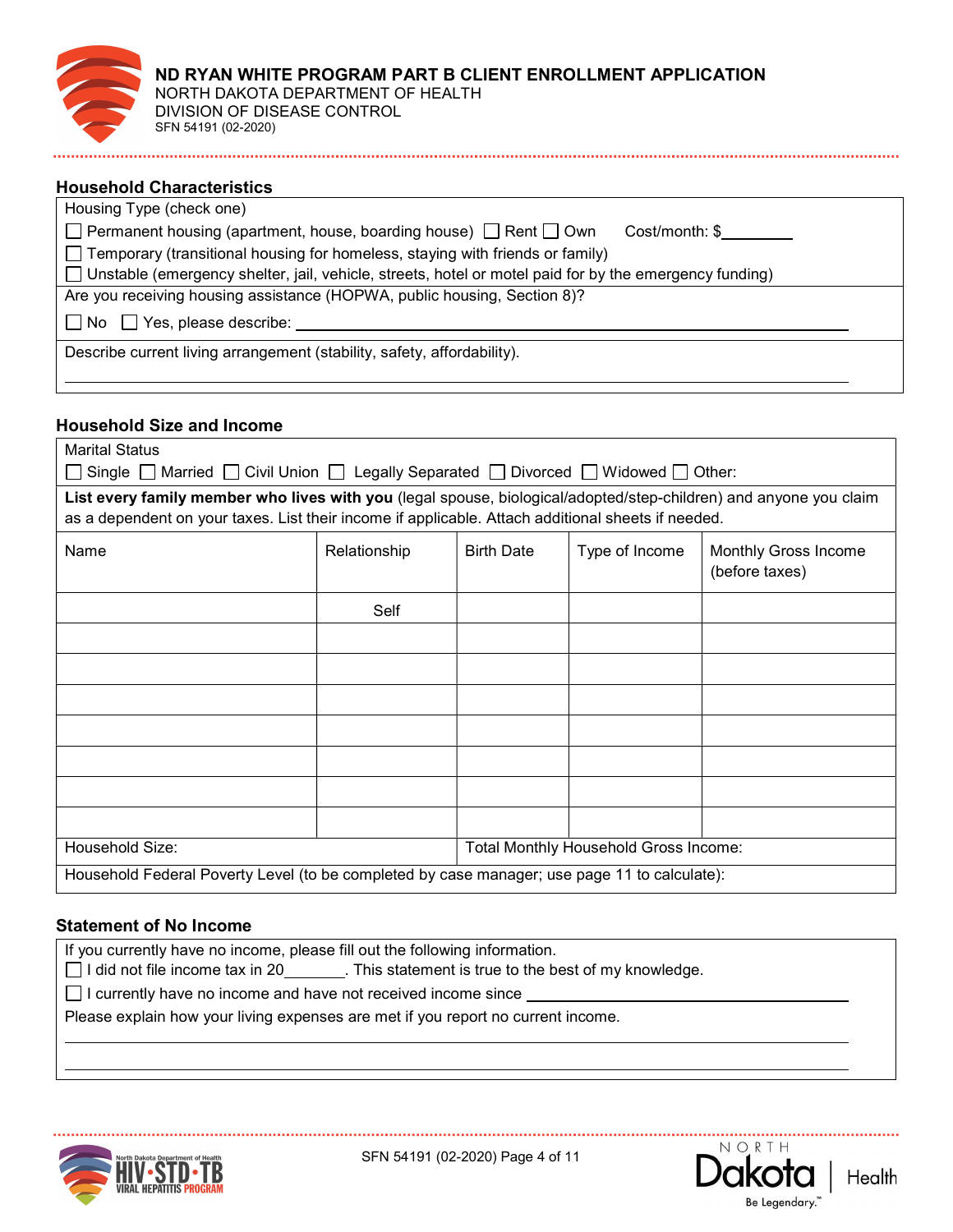**ND RYAN WHITE PROGRAM PART B CLIENT ENROLLMENT APPLICATION**
NORTH DAKOTA DEPARTMENT OF HEALTH
DIVISION OF DISEASE CONTROL
SFN 54191 (02-2020)

## Household Characteristics

Housing Type (check one)

☐ Permanent housing (apartment, house, boarding house) ☐ Rent ☐ Own Cost/month: $________

☐ Temporary (transitional housing for homeless, staying with friends or family)

☐ Unstable (emergency shelter, jail, vehicle, streets, hotel or motel paid for by the emergency funding)

Are you receiving housing assistance (HOPWA, public housing, Section 8)?

☐ No ☐ Yes, please describe: ________________________________________________

Describe current living arrangement (stability, safety, affordability).

________________________________________________________________________

## Household Size and Income

Marital Status

☐ Single ☐ Married ☐ Civil Union ☐ Legally Separated ☐ Divorced ☐ Widowed ☐ Other:

**List every family member who lives with you** (legal spouse, biological/adopted/step-children) and anyone you claim as a dependent on your taxes. List their income if applicable. Attach additional sheets if needed.

| Name | Relationship | Birth Date | Type of Income | Monthly Gross Income (before taxes) |
|---|---|---|---|---|
| | Self | | | |
| | | | | |
| | | | | |
| | | | | |
| | | | | |
| | | | | |
| | | | | |
| | | | | |

Household Size:

Total Monthly Household Gross Income:

Household Federal Poverty Level (to be completed by case manager; use page 11 to calculate):

## Statement of No Income

If you currently have no income, please fill out the following information.

☐ I did not file income tax in 20_______. This statement is true to the best of my knowledge.

☐ I currently have no income and have not received income since ____________________________

Please explain how your living expenses are met if you report no current income.

________________________________________________________________________

________________________________________________________________________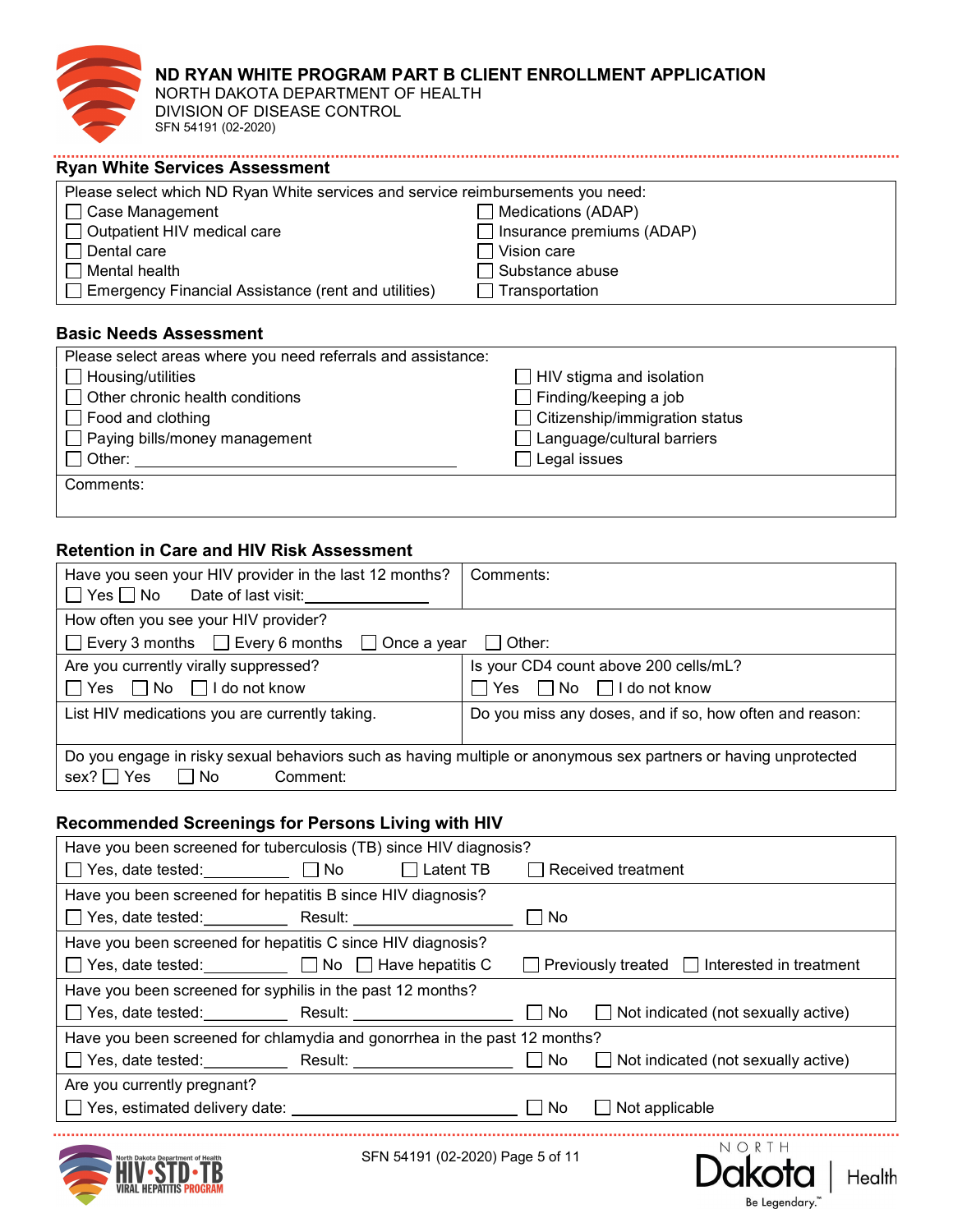# ND RYAN WHITE PROGRAM PART B CLIENT ENROLLMENT APPLICATION

NORTH DAKOTA DEPARTMENT OF HEALTH
DIVISION OF DISEASE CONTROL
SFN 54191 (02-2020)

## Ryan White Services Assessment

Please select which ND Ryan White services and service reimbursements you need:

| | |
|---|---|
| ☐ Case Management | ☐ Medications (ADAP) |
| ☐ Outpatient HIV medical care | ☐ Insurance premiums (ADAP) |
| ☐ Dental care | ☐ Vision care |
| ☐ Mental health | ☐ Substance abuse |
| ☐ Emergency Financial Assistance (rent and utilities) | ☐ Transportation |

## Basic Needs Assessment

Please select areas where you need referrals and assistance:

| | |
|---|---|
| ☐ Housing/utilities | ☐ HIV stigma and isolation |
| ☐ Other chronic health conditions | ☐ Finding/keeping a job |
| ☐ Food and clothing | ☐ Citizenship/immigration status |
| ☐ Paying bills/money management | ☐ Language/cultural barriers |
| ☐ Other: ____________________ | ☐ Legal issues |

Comments:

## Retention in Care and HIV Risk Assessment

| | |
|---|---|
| Have you seen your HIV provider in the last 12 months? ☐ Yes ☐ No Date of last visit: __________ | Comments: |
| How often you see your HIV provider? ☐ Every 3 months ☐ Every 6 months ☐ Once a year ☐ Other: | |
| Are you currently virally suppressed? ☐ Yes ☐ No ☐ I do not know | Is your CD4 count above 200 cells/mL? ☐ Yes ☐ No ☐ I do not know |
| List HIV medications you are currently taking. | Do you miss any doses, and if so, how often and reason: |
| Do you engage in risky sexual behaviors such as having multiple or anonymous sex partners or having unprotected sex? ☐ Yes ☐ No Comment: | |

## Recommended Screenings for Persons Living with HIV

| |
|---|
| Have you been screened for tuberculosis (TB) since HIV diagnosis? ☐ Yes, date tested: __________ ☐ No ☐ Latent TB ☐ Received treatment |
| Have you been screened for hepatitis B since HIV diagnosis? ☐ Yes, date tested: __________ Result: __________ ☐ No |
| Have you been screened for hepatitis C since HIV diagnosis? ☐ Yes, date tested: __________ ☐ No ☐ Have hepatitis C ☐ Previously treated ☐ Interested in treatment |
| Have you been screened for syphilis in the past 12 months? ☐ Yes, date tested: __________ Result: __________ ☐ No ☐ Not indicated (not sexually active) |
| Have you been screened for chlamydia and gonorrhea in the past 12 months? ☐ Yes, date tested: __________ Result: __________ ☐ No ☐ Not indicated (not sexually active) |
| Are you currently pregnant? ☐ Yes, estimated delivery date: __________ ☐ No ☐ Not applicable |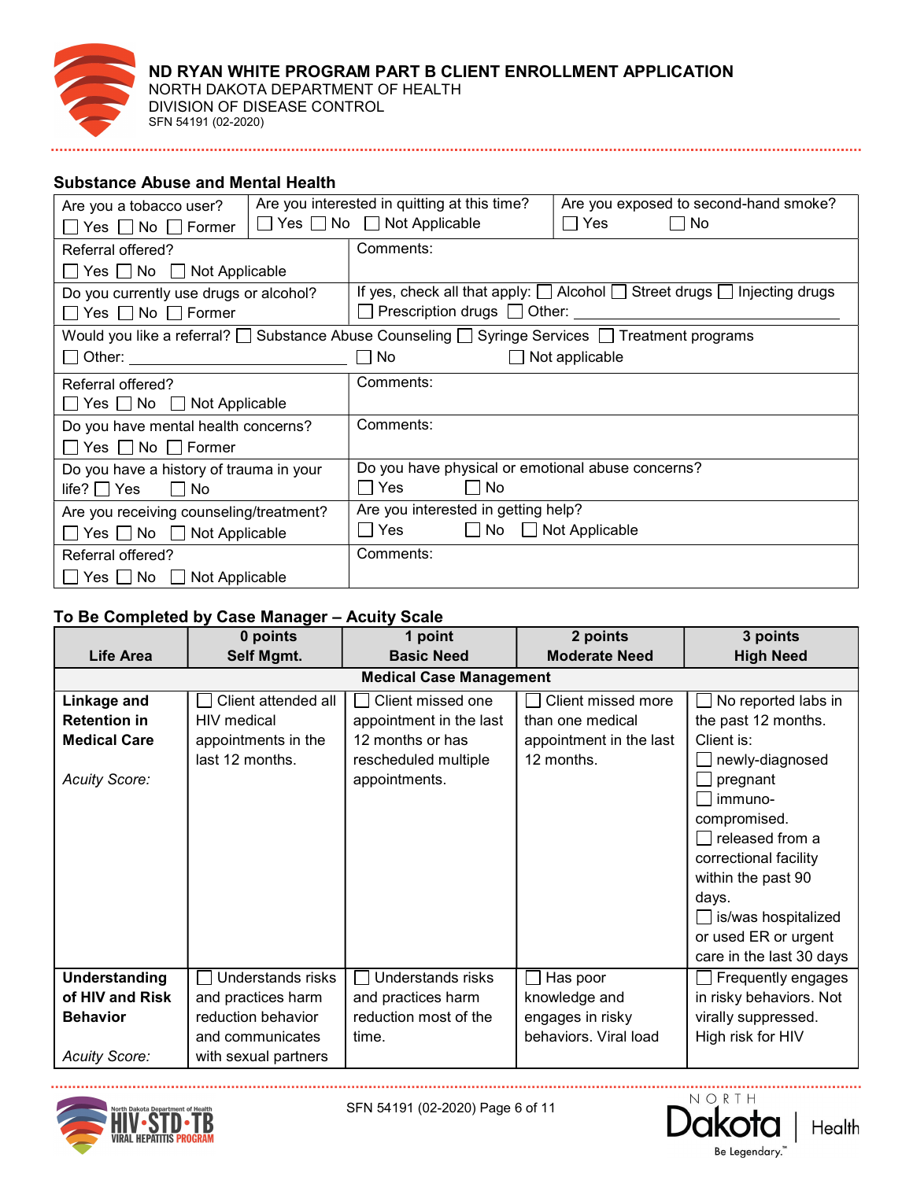# ND RYAN WHITE PROGRAM PART B CLIENT ENROLLMENT APPLICATION

NORTH DAKOTA DEPARTMENT OF HEALTH
DIVISION OF DISEASE CONTROL
SFN 54191 (02-2020)

## Substance Abuse and Mental Health

| | | |
|---|---|---|
| Are you a tobacco user? ☐ Yes ☐ No ☐ Former | Are you interested in quitting at this time? ☐ Yes ☐ No ☐ Not Applicable | Are you exposed to second-hand smoke? ☐ Yes ☐ No |
| Referral offered? ☐ Yes ☐ No ☐ Not Applicable | Comments: | |
| Do you currently use drugs or alcohol? ☐ Yes ☐ No ☐ Former | If yes, check all that apply: ☐ Alcohol ☐ Street drugs ☐ Injecting drugs ☐ Prescription drugs ☐ Other: ______ | |
| Would you like a referral? ☐ Substance Abuse Counseling ☐ Syringe Services ☐ Treatment programs ☐ Other: ______ ☐ No ☐ Not applicable | | |
| Referral offered? ☐ Yes ☐ No ☐ Not Applicable | Comments: | |
| Do you have mental health concerns? ☐ Yes ☐ No ☐ Former | Comments: | |
| Do you have a history of trauma in your life? ☐ Yes ☐ No | Do you have physical or emotional abuse concerns? ☐ Yes ☐ No | |
| Are you receiving counseling/treatment? ☐ Yes ☐ No ☐ Not Applicable | Are you interested in getting help? ☐ Yes ☐ No ☐ Not Applicable | |
| Referral offered? ☐ Yes ☐ No ☐ Not Applicable | Comments: | |

## To Be Completed by Case Manager – Acuity Scale

| Life Area | 0 points Self Mgmt. | 1 point Basic Need | 2 points Moderate Need | 3 points High Need |
|---|---|---|---|---|
| **Medical Case Management** | | | | |
| **Linkage and Retention in Medical Care** *Acuity Score:* | ☐ Client attended all HIV medical appointments in the last 12 months. | ☐ Client missed one appointment in the last 12 months or has rescheduled multiple appointments. | ☐ Client missed more than one medical appointment in the last 12 months. | ☐ No reported labs in the past 12 months. Client is: ☐ newly-diagnosed ☐ pregnant ☐ immuno-compromised. ☐ released from a correctional facility within the past 90 days. ☐ is/was hospitalized or used ER or urgent care in the last 30 days |
| **Understanding of HIV and Risk Behavior** *Acuity Score:* | ☐ Understands risks and practices harm reduction behavior and communicates with sexual partners | ☐ Understands risks and practices harm reduction most of the time. | ☐ Has poor knowledge and engages in risky behaviors. Viral load | ☐ Frequently engages in risky behaviors. Not virally suppressed. High risk for HIV |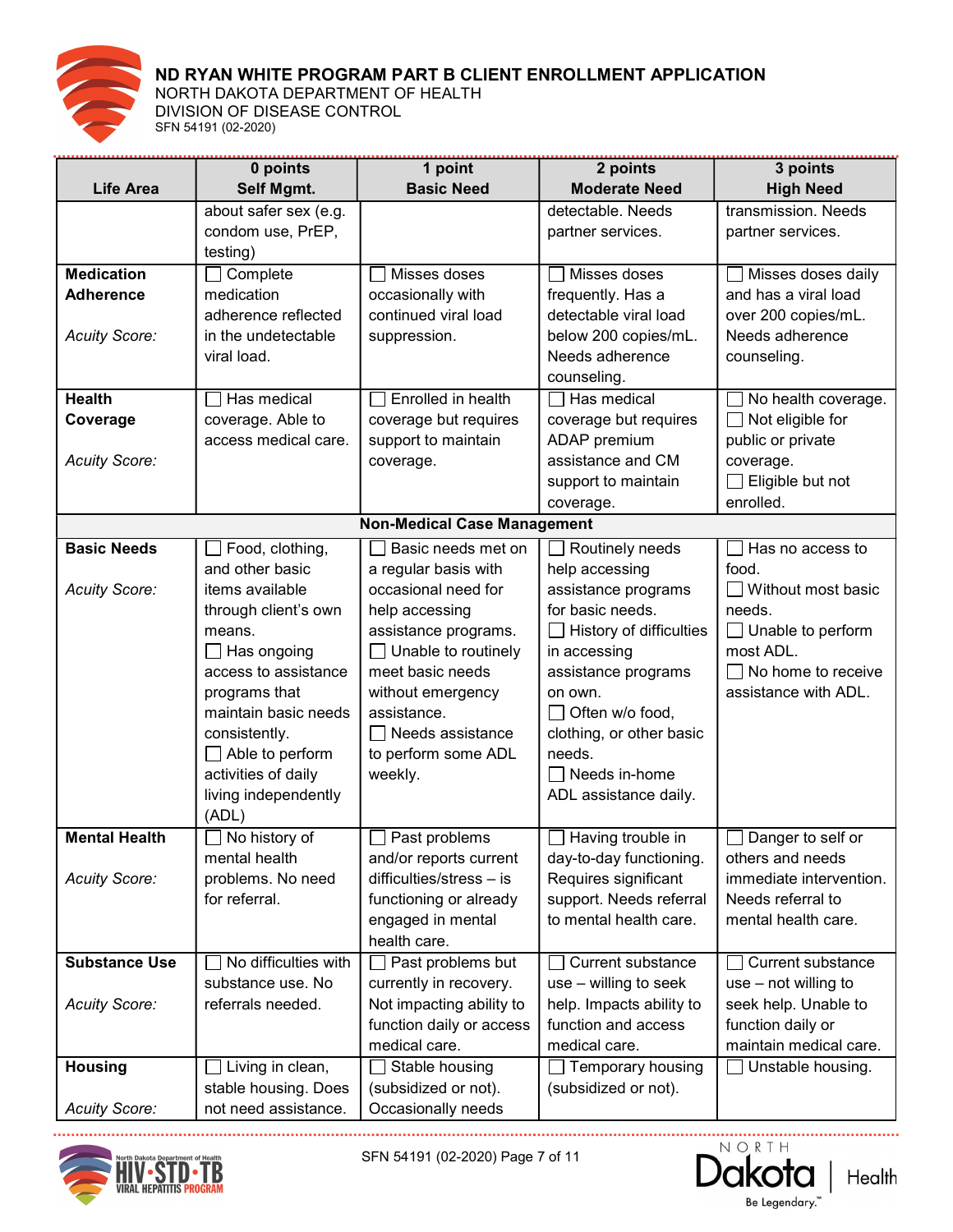# ND RYAN WHITE PROGRAM PART B CLIENT ENROLLMENT APPLICATION

NORTH DAKOTA DEPARTMENT OF HEALTH
DIVISION OF DISEASE CONTROL
SFN 54191 (02-2020)

| Life Area | 0 points Self Mgmt. | 1 point Basic Need | 2 points Moderate Need | 3 points High Need |
|---|---|---|---|---|
| | about safer sex (e.g. condom use, PrEP, testing) | | detectable. Needs partner services. | transmission. Needs partner services. |
| **Medication Adherence** *Acuity Score:* | ☐ Complete medication adherence reflected in the undetectable viral load. | ☐ Misses doses occasionally with continued viral load suppression. | ☐ Misses doses frequently. Has a detectable viral load below 200 copies/mL. Needs adherence counseling. | ☐ Misses doses daily and has a viral load over 200 copies/mL. Needs adherence counseling. |
| **Health Coverage** *Acuity Score:* | ☐ Has medical coverage. Able to access medical care. | ☐ Enrolled in health coverage but requires support to maintain coverage. | ☐ Has medical coverage but requires ADAP premium assistance and CM support to maintain coverage. | ☐ No health coverage. ☐ Not eligible for public or private coverage. ☐ Eligible but not enrolled. |
| **Non-Medical Case Management** | | | | |
| **Basic Needs** *Acuity Score:* | ☐ Food, clothing, and other basic items available through client's own means. ☐ Has ongoing access to assistance programs that maintain basic needs consistently. ☐ Able to perform activities of daily living independently (ADL) | ☐ Basic needs met on a regular basis with occasional need for help accessing assistance programs. ☐ Unable to routinely meet basic needs without emergency assistance. ☐ Needs assistance to perform some ADL weekly. | ☐ Routinely needs help accessing assistance programs for basic needs. ☐ History of difficulties in accessing assistance programs on own. ☐ Often w/o food, clothing, or other basic needs. ☐ Needs in-home ADL assistance daily. | ☐ Has no access to food. ☐ Without most basic needs. ☐ Unable to perform most ADL. ☐ No home to receive assistance with ADL. |
| **Mental Health** *Acuity Score:* | ☐ No history of mental health problems. No need for referral. | ☐ Past problems and/or reports current difficulties/stress – is functioning or already engaged in mental health care. | ☐ Having trouble in day-to-day functioning. Requires significant support. Needs referral to mental health care. | ☐ Danger to self or others and needs immediate intervention. Needs referral to mental health care. |
| **Substance Use** *Acuity Score:* | ☐ No difficulties with substance use. No referrals needed. | ☐ Past problems but currently in recovery. Not impacting ability to function daily or access medical care. | ☐ Current substance use – willing to seek help. Impacts ability to function and access medical care. | ☐ Current substance use – not willing to seek help. Unable to function daily or maintain medical care. |
| **Housing** *Acuity Score:* | ☐ Living in clean, stable housing. Does not need assistance. | ☐ Stable housing (subsidized or not). Occasionally needs | ☐ Temporary housing (subsidized or not). | ☐ Unstable housing. |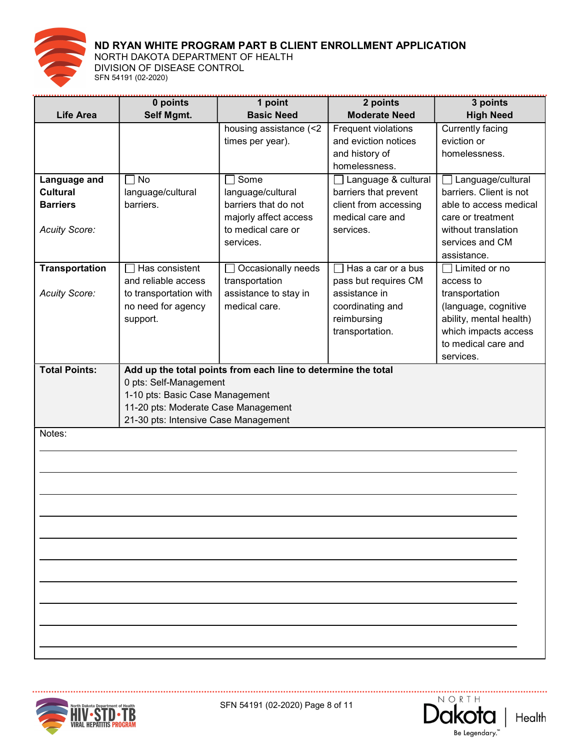# ND RYAN WHITE PROGRAM PART B CLIENT ENROLLMENT APPLICATION

NORTH DAKOTA DEPARTMENT OF HEALTH
DIVISION OF DISEASE CONTROL
SFN 54191 (02-2020)

| Life Area | 0 points<br>Self Mgmt. | 1 point<br>Basic Need | 2 points<br>Moderate Need | 3 points<br>High Need |
|---|---|---|---|---|
| | | housing assistance (<2 times per year). | Frequent violations and eviction notices and history of homelessness. | Currently facing eviction or homelessness. |
| **Language and Cultural Barriers**<br><br>*Acuity Score:* | ☐ No language/cultural barriers. | ☐ Some language/cultural barriers that do not majorly affect access to medical care or services. | ☐ Language & cultural barriers that prevent client from accessing medical care and services. | ☐ Language/cultural barriers. Client is not able to access medical care or treatment without translation services and CM assistance. |
| **Transportation**<br><br>*Acuity Score:* | ☐ Has consistent and reliable access to transportation with no need for agency support. | ☐ Occasionally needs transportation assistance to stay in medical care. | ☐ Has a car or a bus pass but requires CM assistance in coordinating and reimbursing transportation. | ☐ Limited or no access to transportation (language, cognitive ability, mental health) which impacts access to medical care and services. |
| **Total Points:** | **Add up the total points from each line to determine the total**<br>0 pts: Self-Management<br>1-10 pts: Basic Case Management<br>11-20 pts: Moderate Case Management<br>21-30 pts: Intensive Case Management | | | |

Notes:

______________________________________________________________________

______________________________________________________________________

______________________________________________________________________

______________________________________________________________________

______________________________________________________________________

______________________________________________________________________

______________________________________________________________________

______________________________________________________________________

______________________________________________________________________

______________________________________________________________________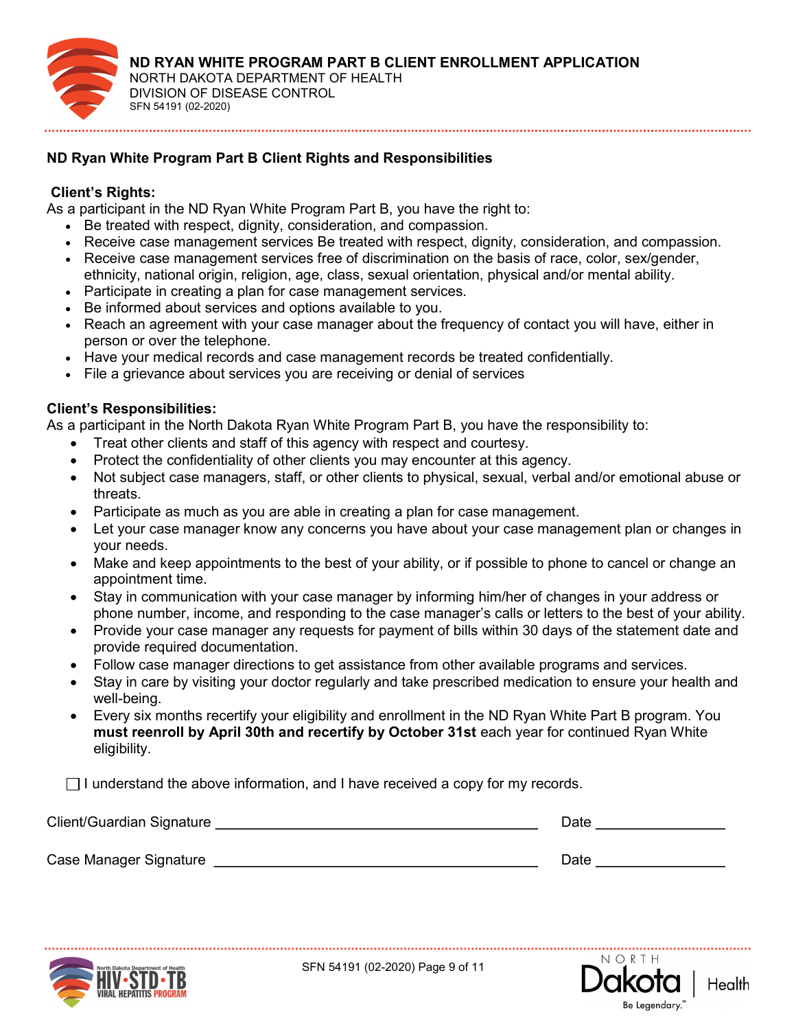**ND RYAN WHITE PROGRAM PART B CLIENT ENROLLMENT APPLICATION**
NORTH DAKOTA DEPARTMENT OF HEALTH
DIVISION OF DISEASE CONTROL
SFN 54191 (02-2020)

## ND Ryan White Program Part B Client Rights and Responsibilities

### Client's Rights:

As a participant in the ND Ryan White Program Part B, you have the right to:

- Be treated with respect, dignity, consideration, and compassion.
- Receive case management services Be treated with respect, dignity, consideration, and compassion.
- Receive case management services free of discrimination on the basis of race, color, sex/gender, ethnicity, national origin, religion, age, class, sexual orientation, physical and/or mental ability.
- Participate in creating a plan for case management services.
- Be informed about services and options available to you.
- Reach an agreement with your case manager about the frequency of contact you will have, either in person or over the telephone.
- Have your medical records and case management records be treated confidentially.
- File a grievance about services you are receiving or denial of services

### Client's Responsibilities:

As a participant in the North Dakota Ryan White Program Part B, you have the responsibility to:

- Treat other clients and staff of this agency with respect and courtesy.
- Protect the confidentiality of other clients you may encounter at this agency.
- Not subject case managers, staff, or other clients to physical, sexual, verbal and/or emotional abuse or threats.
- Participate as much as you are able in creating a plan for case management.
- Let your case manager know any concerns you have about your case management plan or changes in your needs.
- Make and keep appointments to the best of your ability, or if possible to phone to cancel or change an appointment time.
- Stay in communication with your case manager by informing him/her of changes in your address or phone number, income, and responding to the case manager's calls or letters to the best of your ability.
- Provide your case manager any requests for payment of bills within 30 days of the statement date and provide required documentation.
- Follow case manager directions to get assistance from other available programs and services.
- Stay in care by visiting your doctor regularly and take prescribed medication to ensure your health and well-being.
- Every six months recertify your eligibility and enrollment in the ND Ryan White Part B program. You **must reenroll by April 30th and recertify by October 31st** each year for continued Ryan White eligibility.

☐ I understand the above information, and I have received a copy for my records.

Client/Guardian Signature ______________________________ Date ______________

Case Manager Signature ______________________________ Date ______________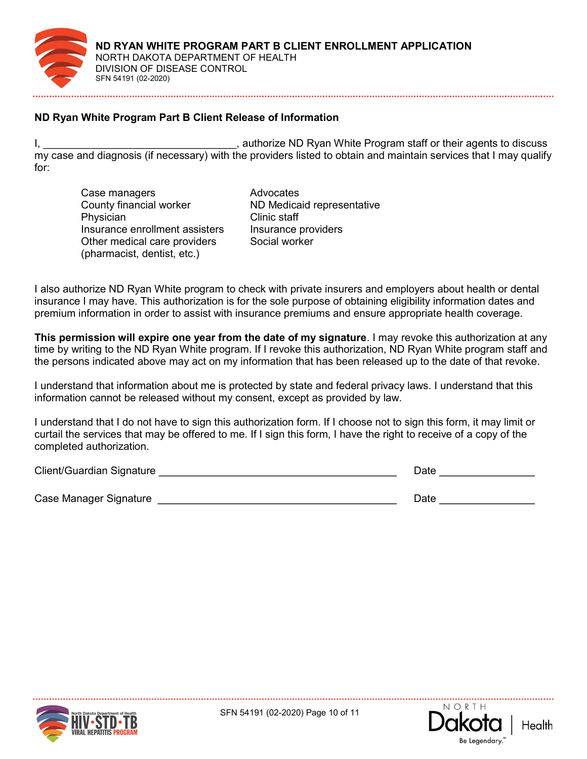**ND RYAN WHITE PROGRAM PART B CLIENT ENROLLMENT APPLICATION**
NORTH DAKOTA DEPARTMENT OF HEALTH
DIVISION OF DISEASE CONTROL
SFN 54191 (02-2020)

### ND Ryan White Program Part B Client Release of Information

I, ________________________________, authorize ND Ryan White Program staff or their agents to discuss my case and diagnosis (if necessary) with the providers listed to obtain and maintain services that I may qualify for:

- Case managers
- County financial worker
- Physician
- Insurance enrollment assisters
- Other medical care providers (pharmacist, dentist, etc.)
- Advocates
- ND Medicaid representative
- Clinic staff
- Insurance providers
- Social worker

I also authorize ND Ryan White program to check with private insurers and employers about health or dental insurance I may have. This authorization is for the sole purpose of obtaining eligibility information dates and premium information in order to assist with insurance premiums and ensure appropriate health coverage.

**This permission will expire one year from the date of my signature**. I may revoke this authorization at any time by writing to the ND Ryan White program. If I revoke this authorization, ND Ryan White program staff and the persons indicated above may act on my information that has been released up to the date of that revoke.

I understand that information about me is protected by state and federal privacy laws. I understand that this information cannot be released without my consent, except as provided by law.

I understand that I do not have to sign this authorization form. If I choose not to sign this form, it may limit or curtail the services that may be offered to me. If I sign this form, I have the right to receive of a copy of the completed authorization.

Client/Guardian Signature ________________________________________ Date ________________

Case Manager Signature ________________________________________ Date ________________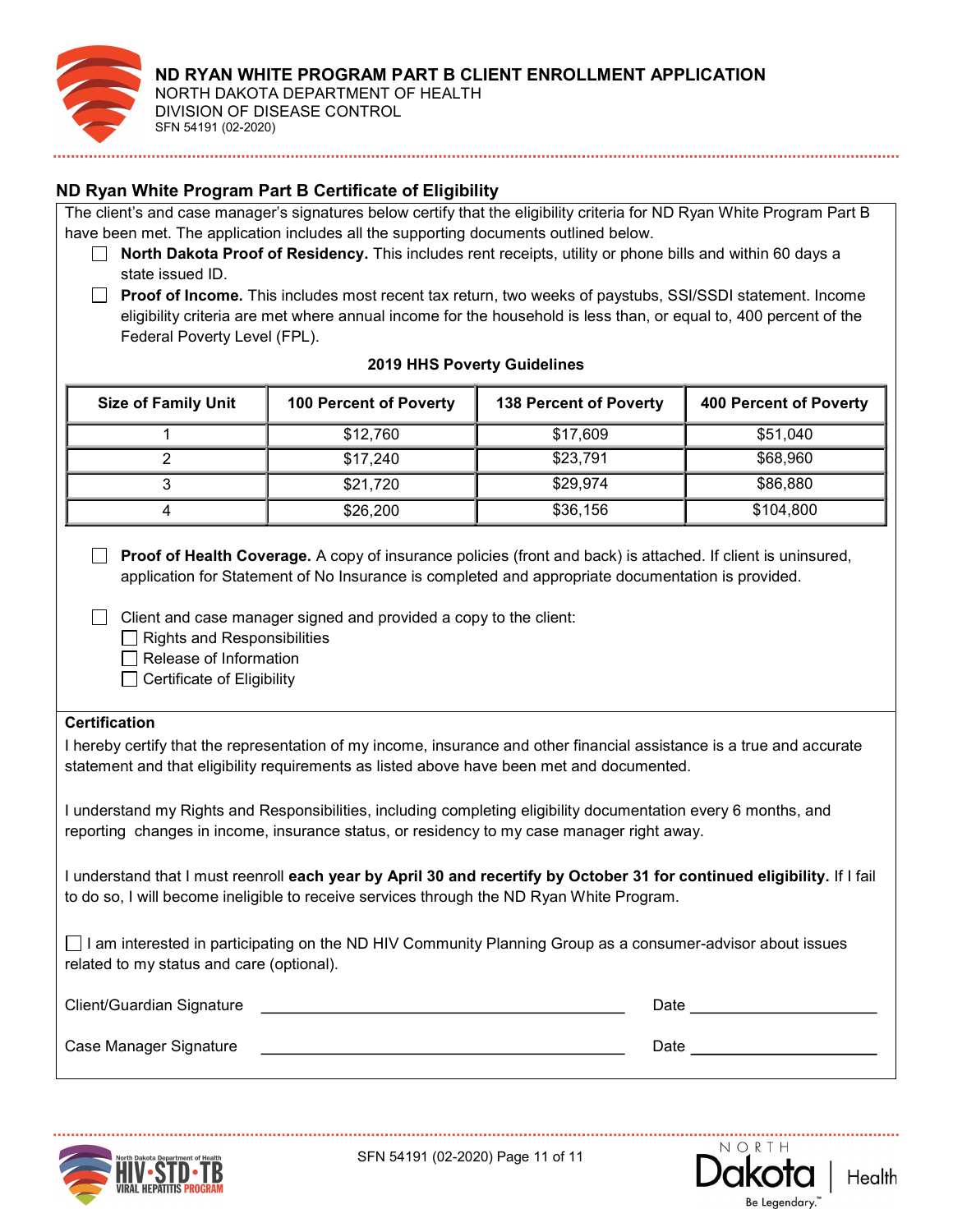# ND RYAN WHITE PROGRAM PART B CLIENT ENROLLMENT APPLICATION

NORTH DAKOTA DEPARTMENT OF HEALTH
DIVISION OF DISEASE CONTROL
SFN 54191 (02-2020)

## ND Ryan White Program Part B Certificate of Eligibility

The client's and case manager's signatures below certify that the eligibility criteria for ND Ryan White Program Part B have been met. The application includes all the supporting documents outlined below.

- ☐ **North Dakota Proof of Residency.** This includes rent receipts, utility or phone bills and within 60 days a state issued ID.
- ☐ **Proof of Income.** This includes most recent tax return, two weeks of paystubs, SSI/SSDI statement. Income eligibility criteria are met where annual income for the household is less than, or equal to, 400 percent of the Federal Poverty Level (FPL).

**2019 HHS Poverty Guidelines**

| Size of Family Unit | 100 Percent of Poverty | 138 Percent of Poverty | 400 Percent of Poverty |
|---|---|---|---|
| 1 | $12,760 | $17,609 | $51,040 |
| 2 | $17,240 | $23,791 | $68,960 |
| 3 | $21,720 | $29,974 | $86,880 |
| 4 | $26,200 | $36,156 | $104,800 |

- ☐ **Proof of Health Coverage.** A copy of insurance policies (front and back) is attached. If client is uninsured, application for Statement of No Insurance is completed and appropriate documentation is provided.
- ☐ Client and case manager signed and provided a copy to the client:
  - ☐ Rights and Responsibilities
  - ☐ Release of Information
  - ☐ Certificate of Eligibility

### Certification

I hereby certify that the representation of my income, insurance and other financial assistance is a true and accurate statement and that eligibility requirements as listed above have been met and documented.

I understand my Rights and Responsibilities, including completing eligibility documentation every 6 months, and reporting changes in income, insurance status, or residency to my case manager right away.

I understand that I must reenroll **each year by April 30 and recertify by October 31 for continued eligibility.** If I fail to do so, I will become ineligible to receive services through the ND Ryan White Program.

☐ I am interested in participating on the ND HIV Community Planning Group as a consumer-advisor about issues related to my status and care (optional).

Client/Guardian Signature ______________________________ Date ________________

Case Manager Signature ______________________________ Date ________________